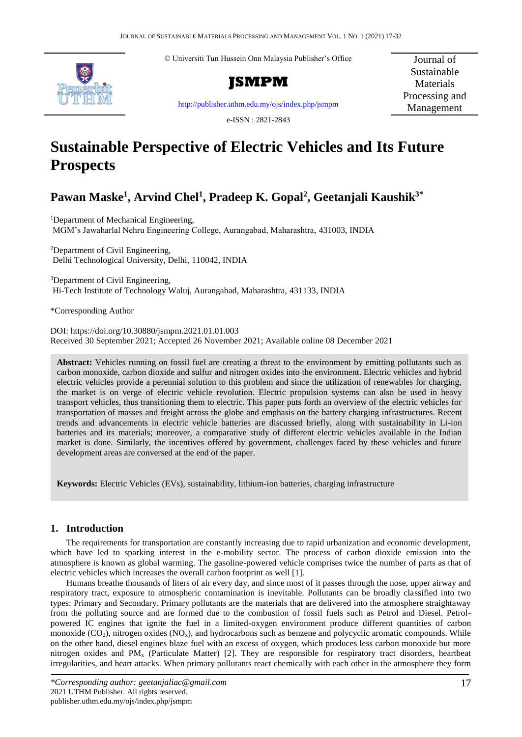© Universiti Tun Hussein Onn Malaysia Publisher's Office

**JSMPM**

http://publisher.uthm.edu.my/ojs/index.php/jsmpm

e-ISSN : 2821-2843

Journal of Sustainable Materials Processing and Management

# Sustainable Perspective of Electric Vehicles and Its Future Prospects

**Pawan Maske[1], Arvind Chel[1], Pradeep K. Gopal[2], Geetanjali Kaushik[3*]**

[1]Department of Mechanical Engineering,
MGM's Jawaharlal Nehru Engineering College, Aurangabad, Maharashtra, 431003, INDIA

[2]Department of Civil Engineering,
Delhi Technological University, Delhi, 110042, INDIA

[3]Department of Civil Engineering,
Hi-Tech Institute of Technology Waluj, Aurangabad, Maharashtra, 431133, INDIA

*Corresponding Author

DOI: https://doi.org/10.30880/jsmpm.2021.01.01.003
Received 30 September 2021; Accepted 26 November 2021; Available online 08 December 2021

**Abstract:** Vehicles running on fossil fuel are creating a threat to the environment by emitting pollutants such as carbon monoxide, carbon dioxide and sulfur and nitrogen oxides into the environment. Electric vehicles and hybrid electric vehicles provide a perennial solution to this problem and since the utilization of renewables for charging, the market is on verge of electric vehicle revolution. Electric propulsion systems can also be used in heavy transport vehicles, thus transitioning them to electric. This paper puts forth an overview of the electric vehicles for transportation of masses and freight across the globe and emphasis on the battery charging infrastructures. Recent trends and advancements in electric vehicle batteries are discussed briefly, along with sustainability in Li-ion batteries and its materials; moreover, a comparative study of different electric vehicles available in the Indian market is done. Similarly, the incentives offered by government, challenges faced by these vehicles and future development areas are conversed at the end of the paper.

**Keywords:** Electric Vehicles (EVs), sustainability, lithium-ion batteries, charging infrastructure

## 1. Introduction

The requirements for transportation are constantly increasing due to rapid urbanization and economic development, which have led to sparking interest in the e-mobility sector. The process of carbon dioxide emission into the atmosphere is known as global warming. The gasoline-powered vehicle comprises twice the number of parts as that of electric vehicles which increases the overall carbon footprint as well [1].

Humans breathe thousands of liters of air every day, and since most of it passes through the nose, upper airway and respiratory tract, exposure to atmospheric contamination is inevitable. Pollutants can be broadly classified into two types: Primary and Secondary. Primary pollutants are the materials that are delivered into the atmosphere straightaway from the polluting source and are formed due to the combustion of fossil fuels such as Petrol and Diesel. Petrol-powered IC engines that ignite the fuel in a limited-oxygen environment produce different quantities of carbon monoxide ($CO_2$), nitrogen oxides ($NO_x$), and hydrocarbons such as benzene and polycyclic aromatic compounds. While on the other hand, diesel engines blaze fuel with an excess of oxygen, which produces less carbon monoxide but more nitrogen oxides and $PM_x$ (Particulate Matter) [2]. They are responsible for respiratory tract disorders, heartbeat irregularities, and heart attacks. When primary pollutants react chemically with each other in the atmosphere they form

*Corresponding author: geetanjaliac@gmail.com
2021 UTHM Publisher. All rights reserved.
publisher.uthm.edu.my/ojs/index.php/jsmpm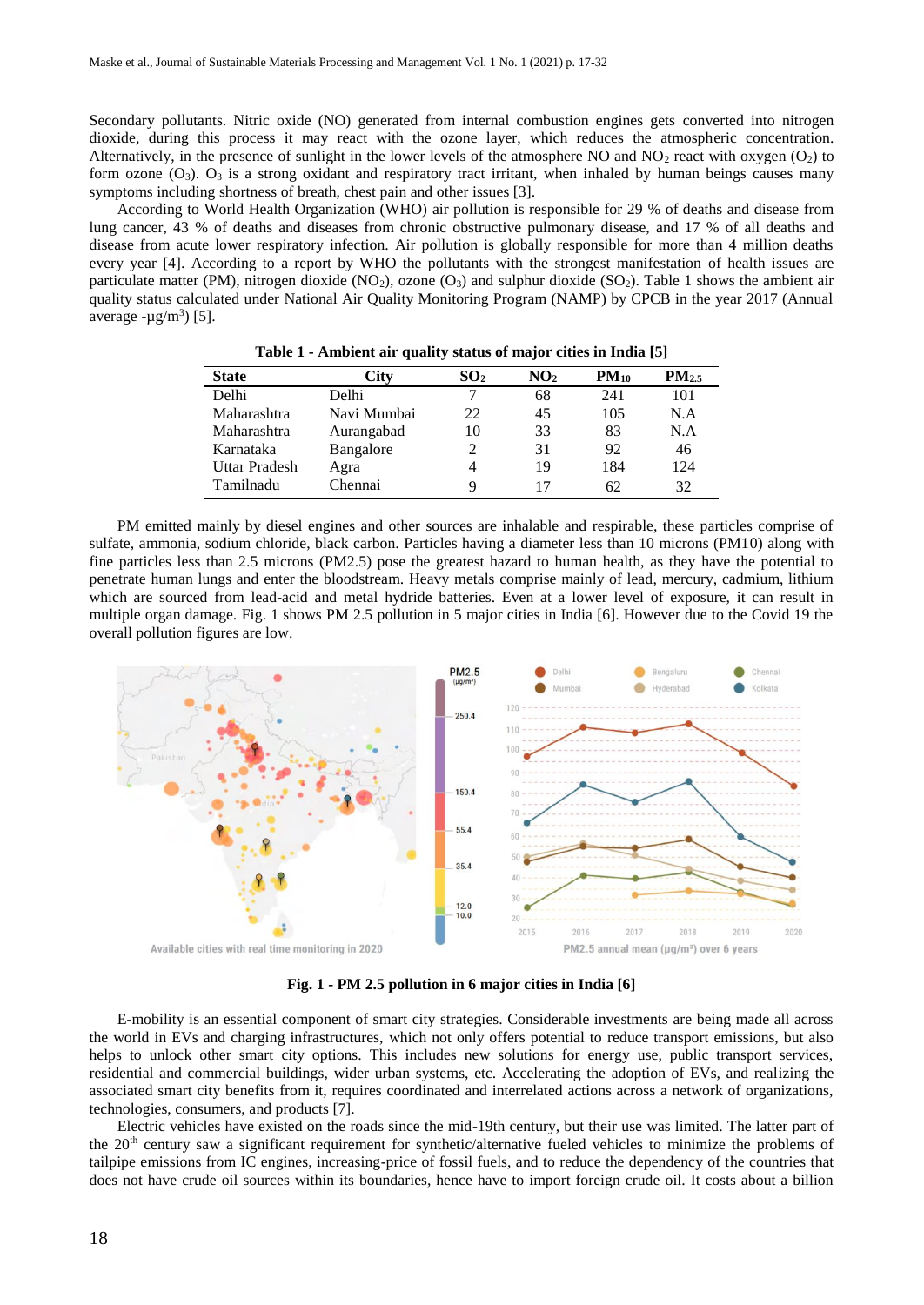Secondary pollutants. Nitric oxide (NO) generated from internal combustion engines gets converted into nitrogen dioxide, during this process it may react with the ozone layer, which reduces the atmospheric concentration. Alternatively, in the presence of sunlight in the lower levels of the atmosphere NO and $NO_2$ react with oxygen ($O_2$) to form ozone ($O_3$). $O_3$ is a strong oxidant and respiratory tract irritant, when inhaled by human beings causes many symptoms including shortness of breath, chest pain and other issues [3].

According to World Health Organization (WHO) air pollution is responsible for 29 % of deaths and disease from lung cancer, 43 % of deaths and diseases from chronic obstructive pulmonary disease, and 17 % of all deaths and disease from acute lower respiratory infection. Air pollution is globally responsible for more than 4 million deaths every year [4]. According to a report by WHO the pollutants with the strongest manifestation of health issues are particulate matter (PM), nitrogen dioxide ($NO_2$), ozone ($O_3$) and sulphur dioxide ($SO_2$). Table 1 shows the ambient air quality status calculated under National Air Quality Monitoring Program (NAMP) by CPCB in the year 2017 (Annual average -µg/m$^3$) [5].

**Table 1 - Ambient air quality status of major cities in India [5]**

| State | City | $SO_2$ | $NO_2$ | $PM_{10}$ | $PM_{2.5}$ |
|---|---|---|---|---|---|
| Delhi | Delhi | 7 | 68 | 241 | 101 |
| Maharashtra | Navi Mumbai | 22 | 45 | 105 | N.A |
| Maharashtra | Aurangabad | 10 | 33 | 83 | N.A |
| Karnataka | Bangalore | 2 | 31 | 92 | 46 |
| Uttar Pradesh | Agra | 4 | 19 | 184 | 124 |
| Tamilnadu | Chennai | 9 | 17 | 62 | 32 |

PM emitted mainly by diesel engines and other sources are inhalable and respirable, these particles comprise of sulfate, ammonia, sodium chloride, black carbon. Particles having a diameter less than 10 microns (PM10) along with fine particles less than 2.5 microns (PM2.5) pose the greatest hazard to human health, as they have the potential to penetrate human lungs and enter the bloodstream. Heavy metals comprise mainly of lead, mercury, cadmium, lithium which are sourced from lead-acid and metal hydride batteries. Even at a lower level of exposure, it can result in multiple organ damage. Fig. 1 shows PM 2.5 pollution in 5 major cities in India [6]. However due to the Covid 19 the overall pollution figures are low.

**Fig. 1 - PM 2.5 pollution in 6 major cities in India [6]**

E-mobility is an essential component of smart city strategies. Considerable investments are being made all across the world in EVs and charging infrastructures, which not only offers potential to reduce transport emissions, but also helps to unlock other smart city options. This includes new solutions for energy use, public transport services, residential and commercial buildings, wider urban systems, etc. Accelerating the adoption of EVs, and realizing the associated smart city benefits from it, requires coordinated and interrelated actions across a network of organizations, technologies, consumers, and products [7].

Electric vehicles have existed on the roads since the mid-19th century, but their use was limited. The latter part of the 20th century saw a significant requirement for synthetic/alternative fueled vehicles to minimize the problems of tailpipe emissions from IC engines, increasing-price of fossil fuels, and to reduce the dependency of the countries that does not have crude oil sources within its boundaries, hence have to import foreign crude oil. It costs about a billion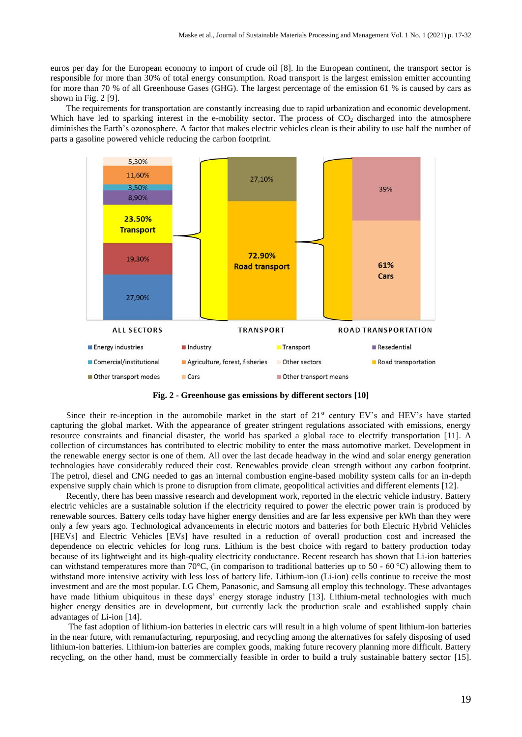euros per day for the European economy to import of crude oil [8]. In the European continent, the transport sector is responsible for more than 30% of total energy consumption. Road transport is the largest emission emitter accounting for more than 70 % of all Greenhouse Gases (GHG). The largest percentage of the emission 61 % is caused by cars as shown in Fig. 2 [9].

The requirements for transportation are constantly increasing due to rapid urbanization and economic development. Which have led to sparking interest in the e-mobility sector. The process of $CO_2$ discharged into the atmosphere diminishes the Earth's ozonosphere. A factor that makes electric vehicles clean is their ability to use half the number of parts a gasoline powered vehicle reducing the carbon footprint.

**Fig. 2 - Greenhouse gas emissions by different sectors [10]**

Since their re-inception in the automobile market in the start of 21[st] century EV's and HEV's have started capturing the global market. With the appearance of greater stringent regulations associated with emissions, energy resource constraints and financial disaster, the world has sparked a global race to electrify transportation [11]. A collection of circumstances has contributed to electric mobility to enter the mass automotive market. Development in the renewable energy sector is one of them. All over the last decade headway in the wind and solar energy generation technologies have considerably reduced their cost. Renewables provide clean strength without any carbon footprint. The petrol, diesel and CNG needed to gas an internal combustion engine-based mobility system calls for an in-depth expensive supply chain which is prone to disruption from climate, geopolitical activities and different elements [12].

Recently, there has been massive research and development work, reported in the electric vehicle industry. Battery electric vehicles are a sustainable solution if the electricity required to power the electric power train is produced by renewable sources. Battery cells today have higher energy densities and are far less expensive per kWh than they were only a few years ago. Technological advancements in electric motors and batteries for both Electric Hybrid Vehicles [HEVs] and Electric Vehicles [EVs] have resulted in a reduction of overall production cost and increased the dependence on electric vehicles for long runs. Lithium is the best choice with regard to battery production today because of its lightweight and its high-quality electricity conductance. Recent research has shown that Li-ion batteries can withstand temperatures more than 70°C, (in comparison to traditional batteries up to 50 - 60 °C) allowing them to withstand more intensive activity with less loss of battery life. Lithium-ion (Li-ion) cells continue to receive the most investment and are the most popular. LG Chem, Panasonic, and Samsung all employ this technology. These advantages have made lithium ubiquitous in these days' energy storage industry [13]. Lithium-metal technologies with much higher energy densities are in development, but currently lack the production scale and established supply chain advantages of Li-ion [14].

The fast adoption of lithium-ion batteries in electric cars will result in a high volume of spent lithium-ion batteries in the near future, with remanufacturing, repurposing, and recycling among the alternatives for safely disposing of used lithium-ion batteries. Lithium-ion batteries are complex goods, making future recovery planning more difficult. Battery recycling, on the other hand, must be commercially feasible in order to build a truly sustainable battery sector [15].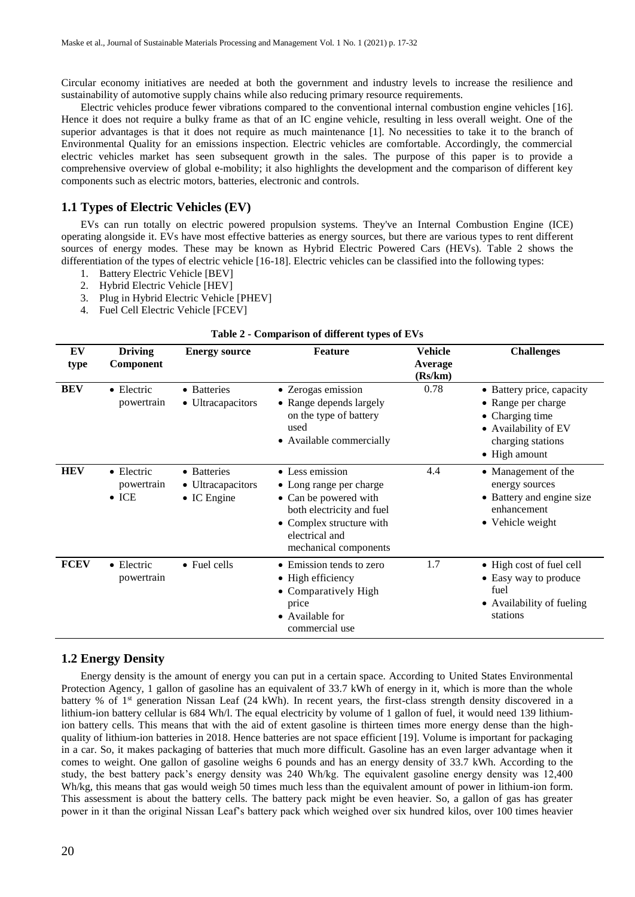Circular economy initiatives are needed at both the government and industry levels to increase the resilience and sustainability of automotive supply chains while also reducing primary resource requirements.

Electric vehicles produce fewer vibrations compared to the conventional internal combustion engine vehicles [16]. Hence it does not require a bulky frame as that of an IC engine vehicle, resulting in less overall weight. One of the superior advantages is that it does not require as much maintenance [1]. No necessities to take it to the branch of Environmental Quality for an emissions inspection. Electric vehicles are comfortable. Accordingly, the commercial electric vehicles market has seen subsequent growth in the sales. The purpose of this paper is to provide a comprehensive overview of global e-mobility; it also highlights the development and the comparison of different key components such as electric motors, batteries, electronic and controls.

## 1.1 Types of Electric Vehicles (EV)

EVs can run totally on electric powered propulsion systems. They've an Internal Combustion Engine (ICE) operating alongside it. EVs have most effective batteries as energy sources, but there are various types to rent different sources of energy modes. These may be known as Hybrid Electric Powered Cars (HEVs). Table 2 shows the differentiation of the types of electric vehicle [16-18]. Electric vehicles can be classified into the following types:

1. Battery Electric Vehicle [BEV]
2. Hybrid Electric Vehicle [HEV]
3. Plug in Hybrid Electric Vehicle [PHEV]
4. Fuel Cell Electric Vehicle [FCEV]

**Table 2 - Comparison of different types of EVs**

| EV type | Driving Component | Energy source | Feature | Vehicle Average (Rs/km) | Challenges |
|---|---|---|---|---|---|
| **BEV** | • Electric powertrain | • Batteries<br>• Ultracapacitors | • Zerogas emission<br>• Range depends largely on the type of battery used<br>• Available commercially | 0.78 | • Battery price, capacity<br>• Range per charge<br>• Charging time<br>• Availability of EV charging stations<br>• High amount |
| **HEV** | • Electric powertrain<br>• ICE | • Batteries<br>• Ultracapacitors<br>• IC Engine | • Less emission<br>• Long range per charge<br>• Can be powered with both electricity and fuel<br>• Complex structure with electrical and mechanical components | 4.4 | • Management of the energy sources<br>• Battery and engine size enhancement<br>• Vehicle weight |
| **FCEV** | • Electric powertrain | • Fuel cells | • Emission tends to zero<br>• High efficiency<br>• Comparatively High price<br>• Available for commercial use | 1.7 | • High cost of fuel cell<br>• Easy way to produce fuel<br>• Availability of fueling stations |

## 1.2 Energy Density

Energy density is the amount of energy you can put in a certain space. According to United States Environmental Protection Agency, 1 gallon of gasoline has an equivalent of 33.7 kWh of energy in it, which is more than the whole battery % of 1st generation Nissan Leaf (24 kWh). In recent years, the first-class strength density discovered in a lithium-ion battery cellular is 684 Wh/l. The equal electricity by volume of 1 gallon of fuel, it would need 139 lithium-ion battery cells. This means that with the aid of extent gasoline is thirteen times more energy dense than the high-quality of lithium-ion batteries in 2018. Hence batteries are not space efficient [19]. Volume is important for packaging in a car. So, it makes packaging of batteries that much more difficult. Gasoline has an even larger advantage when it comes to weight. One gallon of gasoline weighs 6 pounds and has an energy density of 33.7 kWh. According to the study, the best battery pack's energy density was 240 Wh/kg. The equivalent gasoline energy density was 12,400 Wh/kg, this means that gas would weigh 50 times much less than the equivalent amount of power in lithium-ion form. This assessment is about the battery cells. The battery pack might be even heavier. So, a gallon of gas has greater power in it than the original Nissan Leaf's battery pack which weighed over six hundred kilos, over 100 times heavier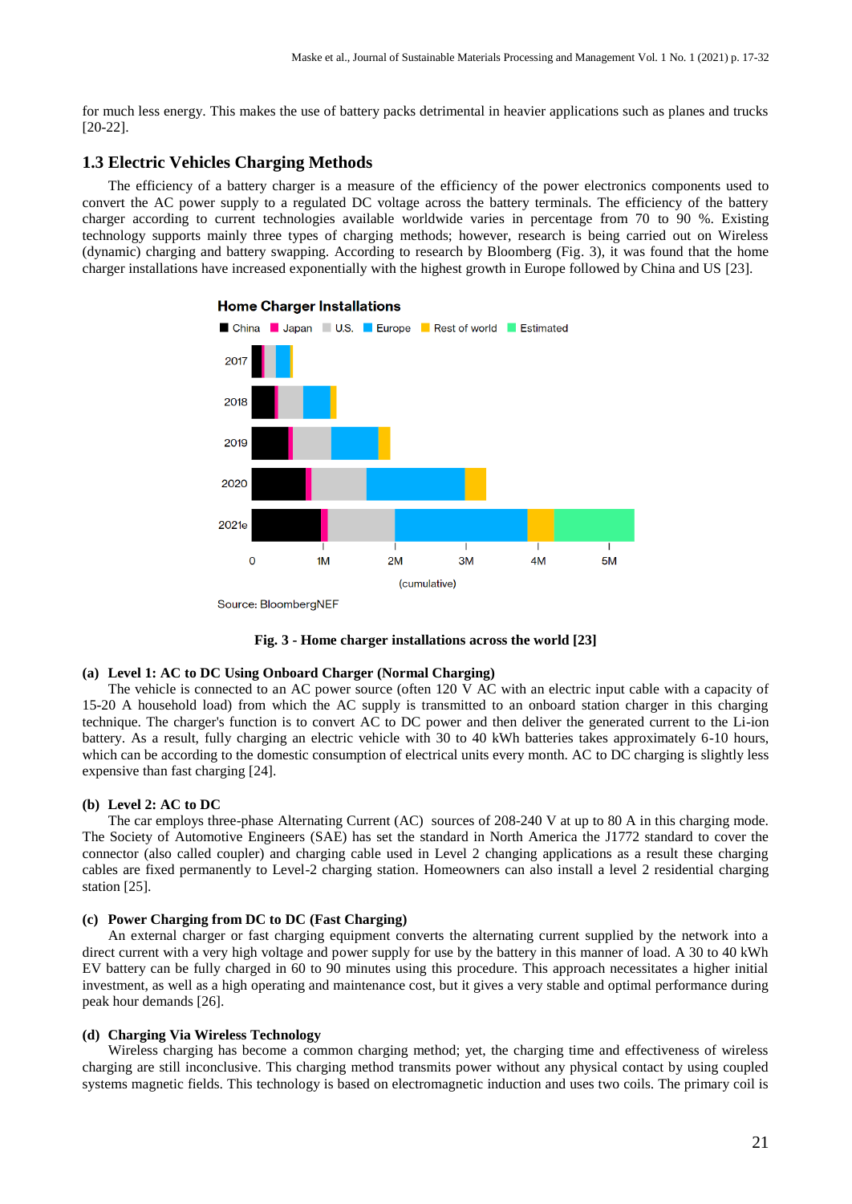for much less energy. This makes the use of battery packs detrimental in heavier applications such as planes and trucks [20-22].

## 1.3 Electric Vehicles Charging Methods

The efficiency of a battery charger is a measure of the efficiency of the power electronics components used to convert the AC power supply to a regulated DC voltage across the battery terminals. The efficiency of the battery charger according to current technologies available worldwide varies in percentage from 70 to 90 %. Existing technology supports mainly three types of charging methods; however, research is being carried out on Wireless (dynamic) charging and battery swapping. According to research by Bloomberg (Fig. 3), it was found that the home charger installations have increased exponentially with the highest growth in Europe followed by China and US [23].

**Fig. 3 - Home charger installations across the world [23]**

**(a) Level 1: AC to DC Using Onboard Charger (Normal Charging)**

The vehicle is connected to an AC power source (often 120 V AC with an electric input cable with a capacity of 15-20 A household load) from which the AC supply is transmitted to an onboard station charger in this charging technique. The charger's function is to convert AC to DC power and then deliver the generated current to the Li-ion battery. As a result, fully charging an electric vehicle with 30 to 40 kWh batteries takes approximately 6-10 hours, which can be according to the domestic consumption of electrical units every month. AC to DC charging is slightly less expensive than fast charging [24].

**(b) Level 2: AC to DC**

The car employs three-phase Alternating Current (AC) sources of 208-240 V at up to 80 A in this charging mode. The Society of Automotive Engineers (SAE) has set the standard in North America the J1772 standard to cover the connector (also called coupler) and charging cable used in Level 2 changing applications as a result these charging cables are fixed permanently to Level-2 charging station. Homeowners can also install a level 2 residential charging station [25].

**(c) Power Charging from DC to DC (Fast Charging)**

An external charger or fast charging equipment converts the alternating current supplied by the network into a direct current with a very high voltage and power supply for use by the battery in this manner of load. A 30 to 40 kWh EV battery can be fully charged in 60 to 90 minutes using this procedure. This approach necessitates a higher initial investment, as well as a high operating and maintenance cost, but it gives a very stable and optimal performance during peak hour demands [26].

**(d) Charging Via Wireless Technology**

Wireless charging has become a common charging method; yet, the charging time and effectiveness of wireless charging are still inconclusive. This charging method transmits power without any physical contact by using coupled systems magnetic fields. This technology is based on electromagnetic induction and uses two coils. The primary coil is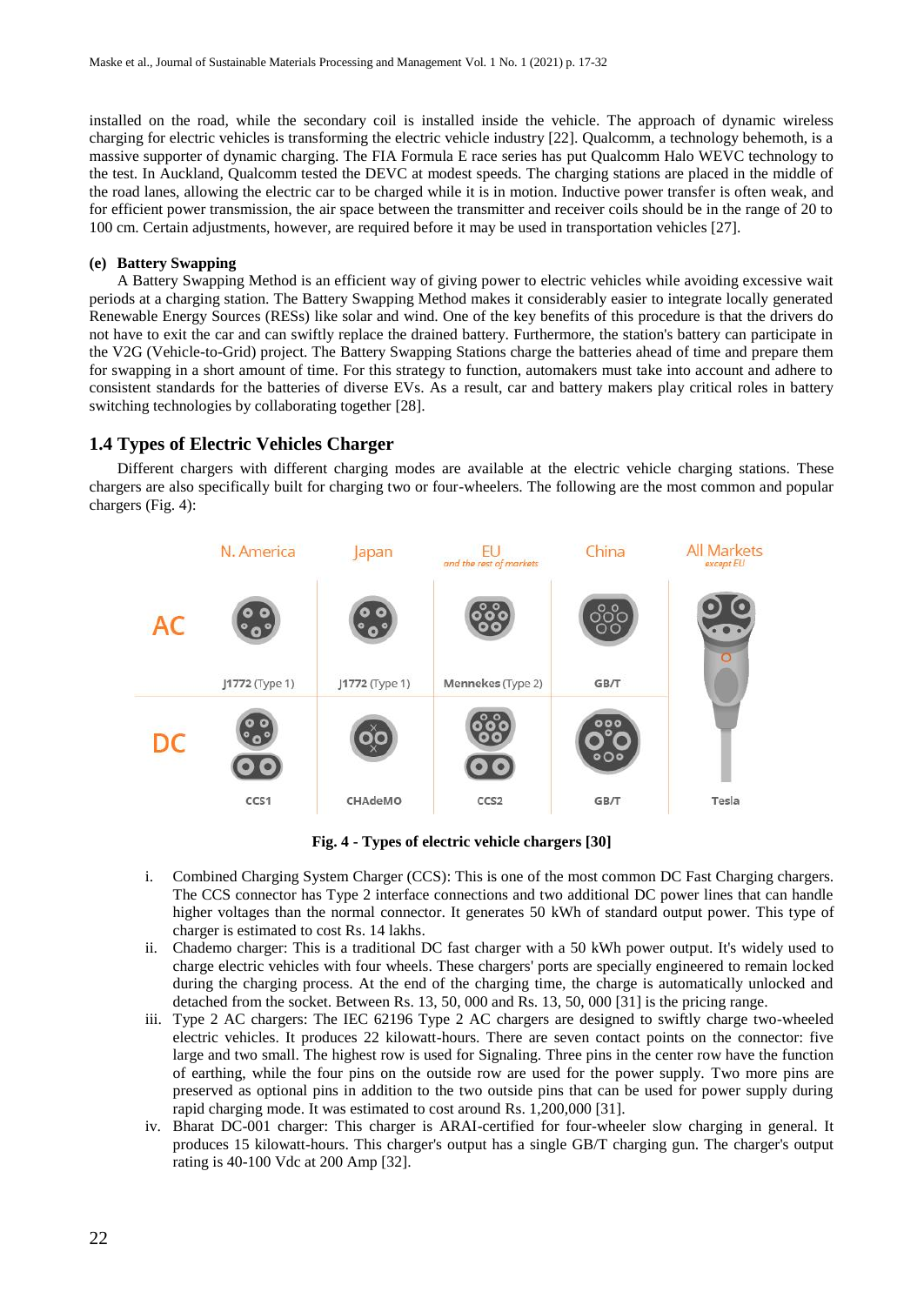installed on the road, while the secondary coil is installed inside the vehicle. The approach of dynamic wireless charging for electric vehicles is transforming the electric vehicle industry [22]. Qualcomm, a technology behemoth, is a massive supporter of dynamic charging. The FIA Formula E race series has put Qualcomm Halo WEVC technology to the test. In Auckland, Qualcomm tested the DEVC at modest speeds. The charging stations are placed in the middle of the road lanes, allowing the electric car to be charged while it is in motion. Inductive power transfer is often weak, and for efficient power transmission, the air space between the transmitter and receiver coils should be in the range of 20 to 100 cm. Certain adjustments, however, are required before it may be used in transportation vehicles [27].

**(e) Battery Swapping**

A Battery Swapping Method is an efficient way of giving power to electric vehicles while avoiding excessive wait periods at a charging station. The Battery Swapping Method makes it considerably easier to integrate locally generated Renewable Energy Sources (RESs) like solar and wind. One of the key benefits of this procedure is that the drivers do not have to exit the car and can swiftly replace the drained battery. Furthermore, the station's battery can participate in the V2G (Vehicle-to-Grid) project. The Battery Swapping Stations charge the batteries ahead of time and prepare them for swapping in a short amount of time. For this strategy to function, automakers must take into account and adhere to consistent standards for the batteries of diverse EVs. As a result, car and battery makers play critical roles in battery switching technologies by collaborating together [28].

## 1.4 Types of Electric Vehicles Charger

Different chargers with different charging modes are available at the electric vehicle charging stations. These chargers are also specifically built for charging two or four-wheelers. The following are the most common and popular chargers (Fig. 4):

| | N. America | Japan | EU *and the rest of markets* | China | All Markets *except EU* |
|---|---|---|---|---|---|
| AC | J1772 (Type 1) | J1772 (Type 1) | Mennekes (Type 2) | GB/T | Tesla |
| DC | CCS1 | CHAdeMO | CCS2 | GB/T | |

**Fig. 4 - Types of electric vehicle chargers [30]**

i. Combined Charging System Charger (CCS): This is one of the most common DC Fast Charging chargers. The CCS connector has Type 2 interface connections and two additional DC power lines that can handle higher voltages than the normal connector. It generates 50 kWh of standard output power. This type of charger is estimated to cost Rs. 14 lakhs.

ii. Chademo charger: This is a traditional DC fast charger with a 50 kWh power output. It's widely used to charge electric vehicles with four wheels. These chargers' ports are specially engineered to remain locked during the charging process. At the end of the charging time, the charge is automatically unlocked and detached from the socket. Between Rs. 13, 50, 000 and Rs. 13, 50, 000 [31] is the pricing range.

iii. Type 2 AC chargers: The IEC 62196 Type 2 AC chargers are designed to swiftly charge two-wheeled electric vehicles. It produces 22 kilowatt-hours. There are seven contact points on the connector: five large and two small. The highest row is used for Signaling. Three pins in the center row have the function of earthing, while the four pins on the outside row are used for the power supply. Two more pins are preserved as optional pins in addition to the two outside pins that can be used for power supply during rapid charging mode. It was estimated to cost around Rs. 1,200,000 [31].

iv. Bharat DC-001 charger: This charger is ARAI-certified for four-wheeler slow charging in general. It produces 15 kilowatt-hours. This charger's output has a single GB/T charging gun. The charger's output rating is 40-100 Vdc at 200 Amp [32].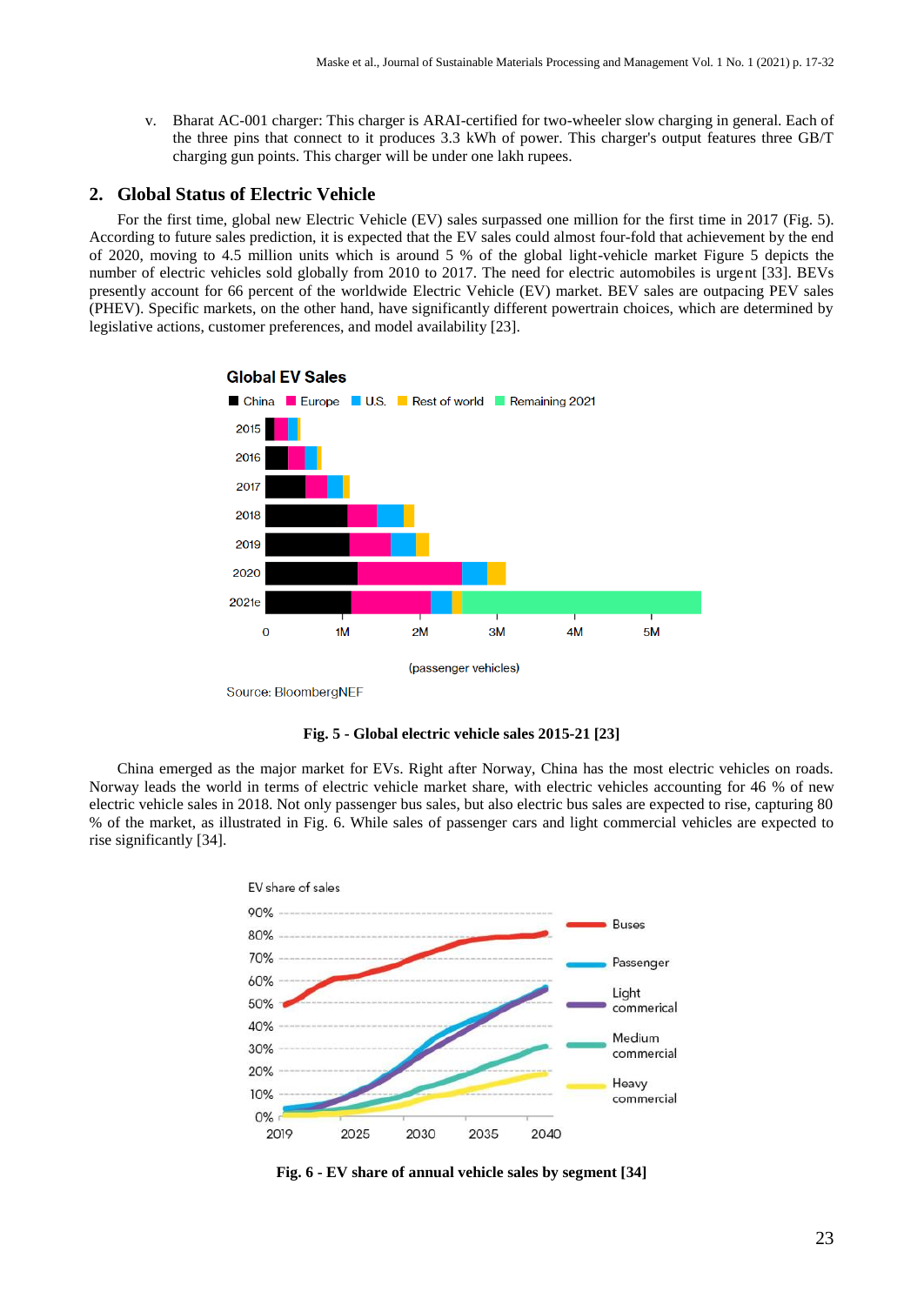v. Bharat AC-001 charger: This charger is ARAI-certified for two-wheeler slow charging in general. Each of the three pins that connect to it produces 3.3 kWh of power. This charger's output features three GB/T charging gun points. This charger will be under one lakh rupees.

## 2. Global Status of Electric Vehicle

For the first time, global new Electric Vehicle (EV) sales surpassed one million for the first time in 2017 (Fig. 5). According to future sales prediction, it is expected that the EV sales could almost four-fold that achievement by the end of 2020, moving to 4.5 million units which is around 5 % of the global light-vehicle market Figure 5 depicts the number of electric vehicles sold globally from 2010 to 2017. The need for electric automobiles is urgent [33]. BEVs presently account for 66 percent of the worldwide Electric Vehicle (EV) market. BEV sales are outpacing PEV sales (PHEV). Specific markets, on the other hand, have significantly different powertrain choices, which are determined by legislative actions, customer preferences, and model availability [23].

**Fig. 5 - Global electric vehicle sales 2015-21 [23]**

China emerged as the major market for EVs. Right after Norway, China has the most electric vehicles on roads. Norway leads the world in terms of electric vehicle market share, with electric vehicles accounting for 46 % of new electric vehicle sales in 2018. Not only passenger bus sales, but also electric bus sales are expected to rise, capturing 80 % of the market, as illustrated in Fig. 6. While sales of passenger cars and light commercial vehicles are expected to rise significantly [34].

**Fig. 6 - EV share of annual vehicle sales by segment [34]**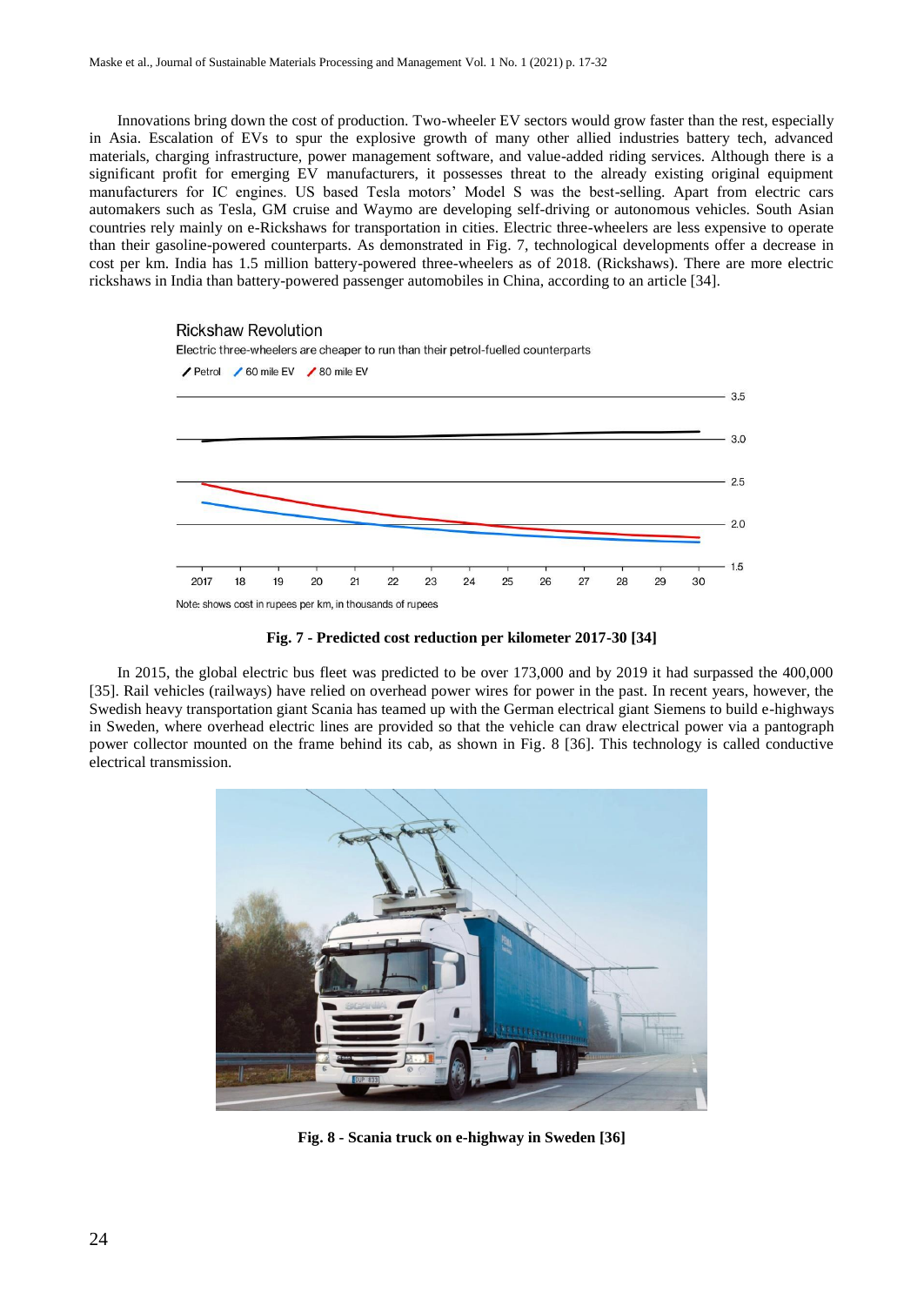Innovations bring down the cost of production. Two-wheeler EV sectors would grow faster than the rest, especially in Asia. Escalation of EVs to spur the explosive growth of many other allied industries battery tech, advanced materials, charging infrastructure, power management software, and value-added riding services. Although there is a significant profit for emerging EV manufacturers, it possesses threat to the already existing original equipment manufacturers for IC engines. US based Tesla motors' Model S was the best-selling. Apart from electric cars automakers such as Tesla, GM cruise and Waymo are developing self-driving or autonomous vehicles. South Asian countries rely mainly on e-Rickshaws for transportation in cities. Electric three-wheelers are less expensive to operate than their gasoline-powered counterparts. As demonstrated in Fig. 7, technological developments offer a decrease in cost per km. India has 1.5 million battery-powered three-wheelers as of 2018. (Rickshaws). There are more electric rickshaws in India than battery-powered passenger automobiles in China, according to an article [34].

Rickshaw Revolution

Electric three-wheelers are cheaper to run than their petrol-fuelled counterparts

Petrol / 60 mile EV / 80 mile EV

Note: shows cost in rupees per km, in thousands of rupees

**Fig. 7 - Predicted cost reduction per kilometer 2017-30 [34]**

In 2015, the global electric bus fleet was predicted to be over 173,000 and by 2019 it had surpassed the 400,000 [35]. Rail vehicles (railways) have relied on overhead power wires for power in the past. In recent years, however, the Swedish heavy transportation giant Scania has teamed up with the German electrical giant Siemens to build e-highways in Sweden, where overhead electric lines are provided so that the vehicle can draw electrical power via a pantograph power collector mounted on the frame behind its cab, as shown in Fig. 8 [36]. This technology is called conductive electrical transmission.

**Fig. 8 - Scania truck on e-highway in Sweden [36]**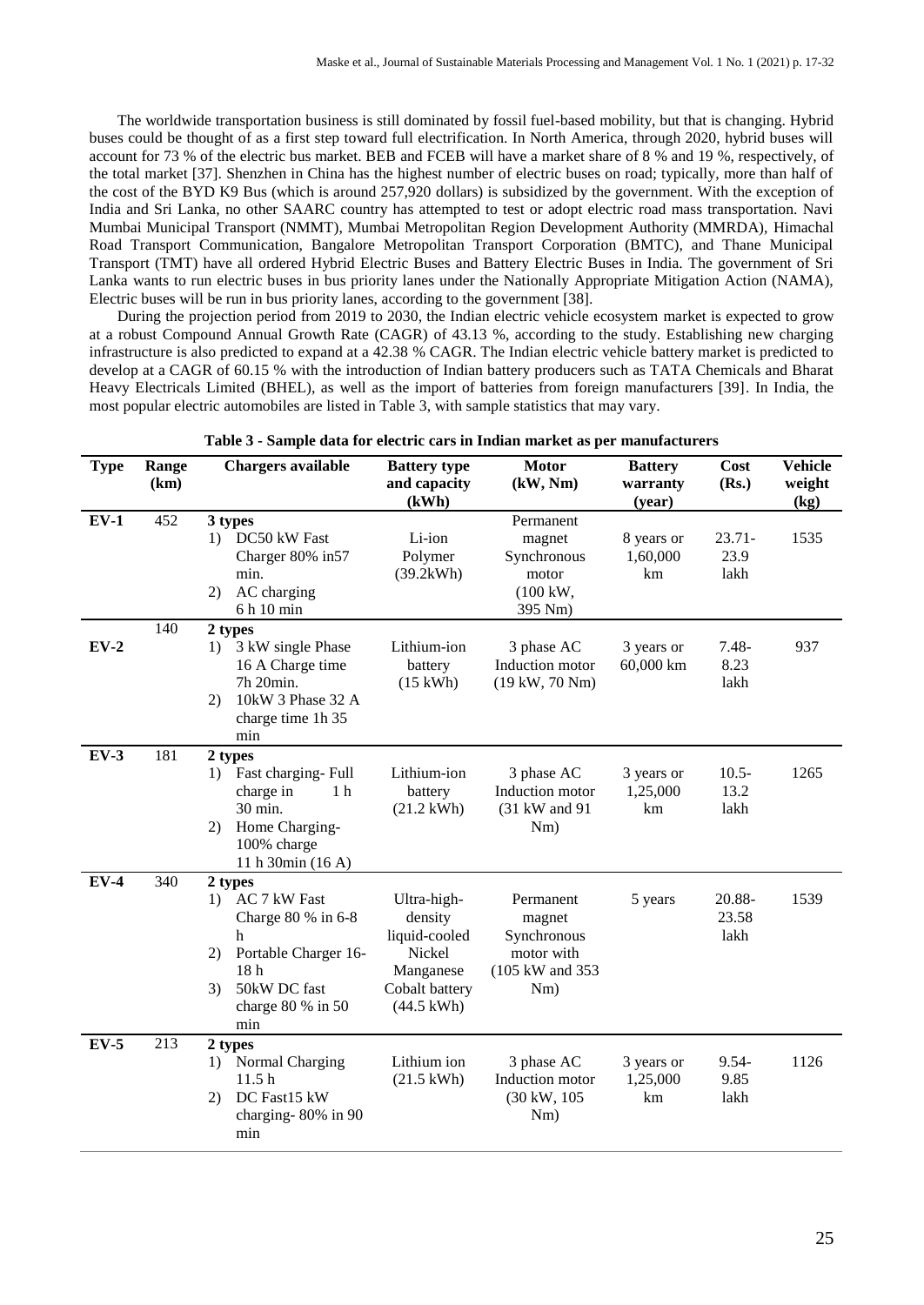The worldwide transportation business is still dominated by fossil fuel-based mobility, but that is changing. Hybrid buses could be thought of as a first step toward full electrification. In North America, through 2020, hybrid buses will account for 73 % of the electric bus market. BEB and FCEB will have a market share of 8 % and 19 %, respectively, of the total market [37]. Shenzhen in China has the highest number of electric buses on road; typically, more than half of the cost of the BYD K9 Bus (which is around 257,920 dollars) is subsidized by the government. With the exception of India and Sri Lanka, no other SAARC country has attempted to test or adopt electric road mass transportation. Navi Mumbai Municipal Transport (NMMT), Mumbai Metropolitan Region Development Authority (MMRDA), Himachal Road Transport Communication, Bangalore Metropolitan Transport Corporation (BMTC), and Thane Municipal Transport (TMT) have all ordered Hybrid Electric Buses and Battery Electric Buses in India. The government of Sri Lanka wants to run electric buses in bus priority lanes under the Nationally Appropriate Mitigation Action (NAMA), Electric buses will be run in bus priority lanes, according to the government [38].

During the projection period from 2019 to 2030, the Indian electric vehicle ecosystem market is expected to grow at a robust Compound Annual Growth Rate (CAGR) of 43.13 %, according to the study. Establishing new charging infrastructure is also predicted to expand at a 42.38 % CAGR. The Indian electric vehicle battery market is predicted to develop at a CAGR of 60.15 % with the introduction of Indian battery producers such as TATA Chemicals and Bharat Heavy Electricals Limited (BHEL), as well as the import of batteries from foreign manufacturers [39]. In India, the most popular electric automobiles are listed in Table 3, with sample statistics that may vary.

**Table 3 - Sample data for electric cars in Indian market as per manufacturers**

| Type | Range (km) | Chargers available | Battery type and capacity (kWh) | Motor (kW, Nm) | Battery warranty (year) | Cost (Rs.) | Vehicle weight (kg) |
|---|---|---|---|---|---|---|---|
| EV-1 | 452 | 3 types<br>1) DC50 kW Fast Charger 80% in57 min.<br>2) AC charging 6 h 10 min | Li-ion Polymer (39.2kWh) | Permanent magnet Synchronous motor (100 kW, 395 Nm) | 8 years or 1,60,000 km | 23.71-23.9 lakh | 1535 |
| EV-2 | 140 | 2 types<br>1) 3 kW single Phase 16 A Charge time 7h 20min.<br>2) 10kW 3 Phase 32 A charge time 1h 35 min | Lithium-ion battery (15 kWh) | 3 phase AC Induction motor (19 kW, 70 Nm) | 3 years or 60,000 km | 7.48-8.23 lakh | 937 |
| EV-3 | 181 | 2 types<br>1) Fast charging- Full charge in 1 h 30 min.<br>2) Home Charging- 100% charge 11 h 30min (16 A) | Lithium-ion battery (21.2 kWh) | 3 phase AC Induction motor (31 kW and 91 Nm) | 3 years or 1,25,000 km | 10.5-13.2 lakh | 1265 |
| EV-4 | 340 | 2 types<br>1) AC 7 kW Fast Charge 80 % in 6-8 h<br>2) Portable Charger 16-18 h<br>3) 50kW DC fast charge 80 % in 50 min | Ultra-high-density liquid-cooled Nickel Manganese Cobalt battery (44.5 kWh) | Permanent magnet Synchronous motor with (105 kW and 353 Nm) | 5 years | 20.88-23.58 lakh | 1539 |
| EV-5 | 213 | 2 types<br>1) Normal Charging 11.5 h<br>2) DC Fast15 kW charging- 80% in 90 min | Lithium ion (21.5 kWh) | 3 phase AC Induction motor (30 kW, 105 Nm) | 3 years or 1,25,000 km | 9.54-9.85 lakh | 1126 |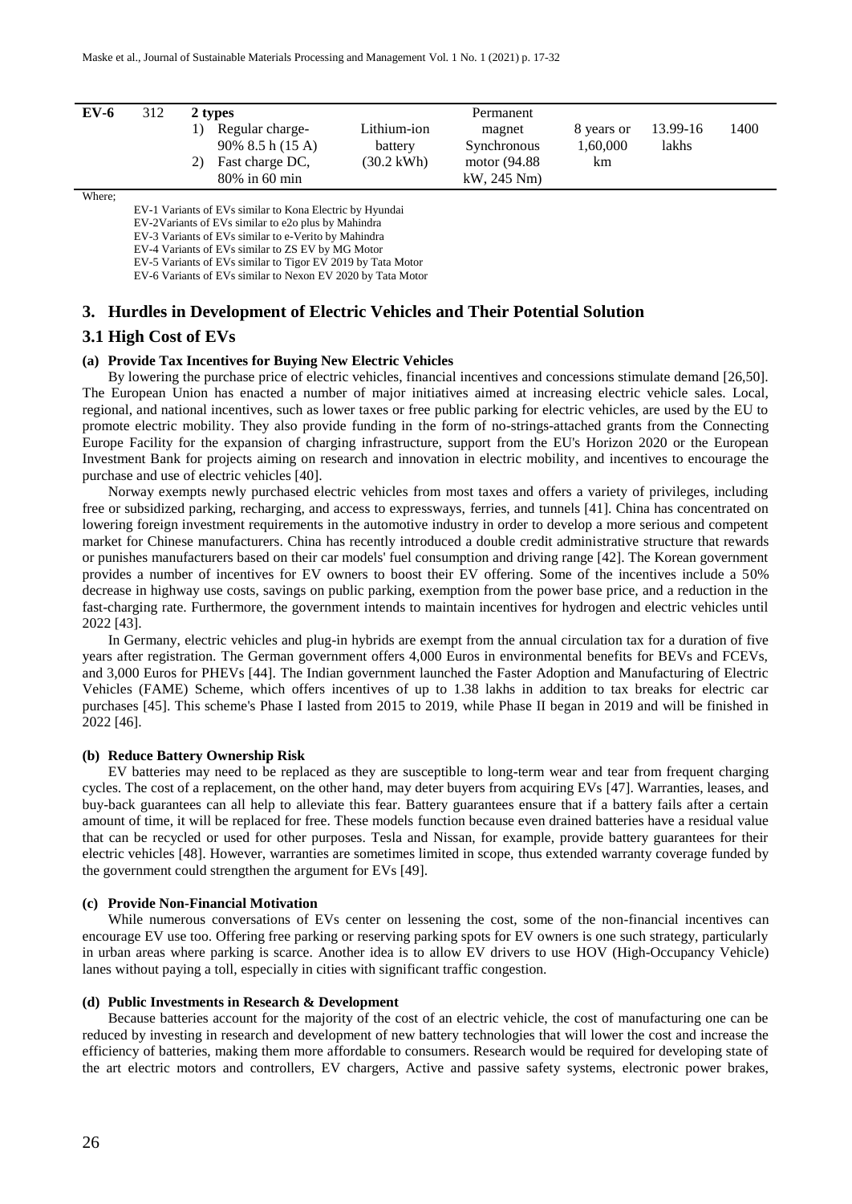| EV-6 | 312 | 2 types<br>1) Regular charge- 90% 8.5 h (15 A)<br>2) Fast charge DC, 80% in 60 min | Lithium-ion battery (30.2 kWh) | Permanent magnet Synchronous motor (94.88 kW, 245 Nm) | 8 years or 1,60,000 km | 13.99-16 lakhs | 1400 |
|---|---|---|---|---|---|---|---|

Where;

EV-1 Variants of EVs similar to Kona Electric by Hyundai
EV-2Variants of EVs similar to e2o plus by Mahindra
EV-3 Variants of EVs similar to e-Verito by Mahindra
EV-4 Variants of EVs similar to ZS EV by MG Motor
EV-5 Variants of EVs similar to Tigor EV 2019 by Tata Motor
EV-6 Variants of EVs similar to Nexon EV 2020 by Tata Motor

## 3. Hurdles in Development of Electric Vehicles and Their Potential Solution

### 3.1 High Cost of EVs

#### (a) Provide Tax Incentives for Buying New Electric Vehicles

By lowering the purchase price of electric vehicles, financial incentives and concessions stimulate demand [26,50]. The European Union has enacted a number of major initiatives aimed at increasing electric vehicle sales. Local, regional, and national incentives, such as lower taxes or free public parking for electric vehicles, are used by the EU to promote electric mobility. They also provide funding in the form of no-strings-attached grants from the Connecting Europe Facility for the expansion of charging infrastructure, support from the EU's Horizon 2020 or the European Investment Bank for projects aiming on research and innovation in electric mobility, and incentives to encourage the purchase and use of electric vehicles [40].

Norway exempts newly purchased electric vehicles from most taxes and offers a variety of privileges, including free or subsidized parking, recharging, and access to expressways, ferries, and tunnels [41]. China has concentrated on lowering foreign investment requirements in the automotive industry in order to develop a more serious and competent market for Chinese manufacturers. China has recently introduced a double credit administrative structure that rewards or punishes manufacturers based on their car models' fuel consumption and driving range [42]. The Korean government provides a number of incentives for EV owners to boost their EV offering. Some of the incentives include a 50% decrease in highway use costs, savings on public parking, exemption from the power base price, and a reduction in the fast-charging rate. Furthermore, the government intends to maintain incentives for hydrogen and electric vehicles until 2022 [43].

In Germany, electric vehicles and plug-in hybrids are exempt from the annual circulation tax for a duration of five years after registration. The German government offers 4,000 Euros in environmental benefits for BEVs and FCEVs, and 3,000 Euros for PHEVs [44]. The Indian government launched the Faster Adoption and Manufacturing of Electric Vehicles (FAME) Scheme, which offers incentives of up to 1.38 lakhs in addition to tax breaks for electric car purchases [45]. This scheme's Phase I lasted from 2015 to 2019, while Phase II began in 2019 and will be finished in 2022 [46].

#### (b) Reduce Battery Ownership Risk

EV batteries may need to be replaced as they are susceptible to long-term wear and tear from frequent charging cycles. The cost of a replacement, on the other hand, may deter buyers from acquiring EVs [47]. Warranties, leases, and buy-back guarantees can all help to alleviate this fear. Battery guarantees ensure that if a battery fails after a certain amount of time, it will be replaced for free. These models function because even drained batteries have a residual value that can be recycled or used for other purposes. Tesla and Nissan, for example, provide battery guarantees for their electric vehicles [48]. However, warranties are sometimes limited in scope, thus extended warranty coverage funded by the government could strengthen the argument for EVs [49].

#### (c) Provide Non-Financial Motivation

While numerous conversations of EVs center on lessening the cost, some of the non-financial incentives can encourage EV use too. Offering free parking or reserving parking spots for EV owners is one such strategy, particularly in urban areas where parking is scarce. Another idea is to allow EV drivers to use HOV (High-Occupancy Vehicle) lanes without paying a toll, especially in cities with significant traffic congestion.

#### (d) Public Investments in Research & Development

Because batteries account for the majority of the cost of an electric vehicle, the cost of manufacturing one can be reduced by investing in research and development of new battery technologies that will lower the cost and increase the efficiency of batteries, making them more affordable to consumers. Research would be required for developing state of the art electric motors and controllers, EV chargers, Active and passive safety systems, electronic power brakes,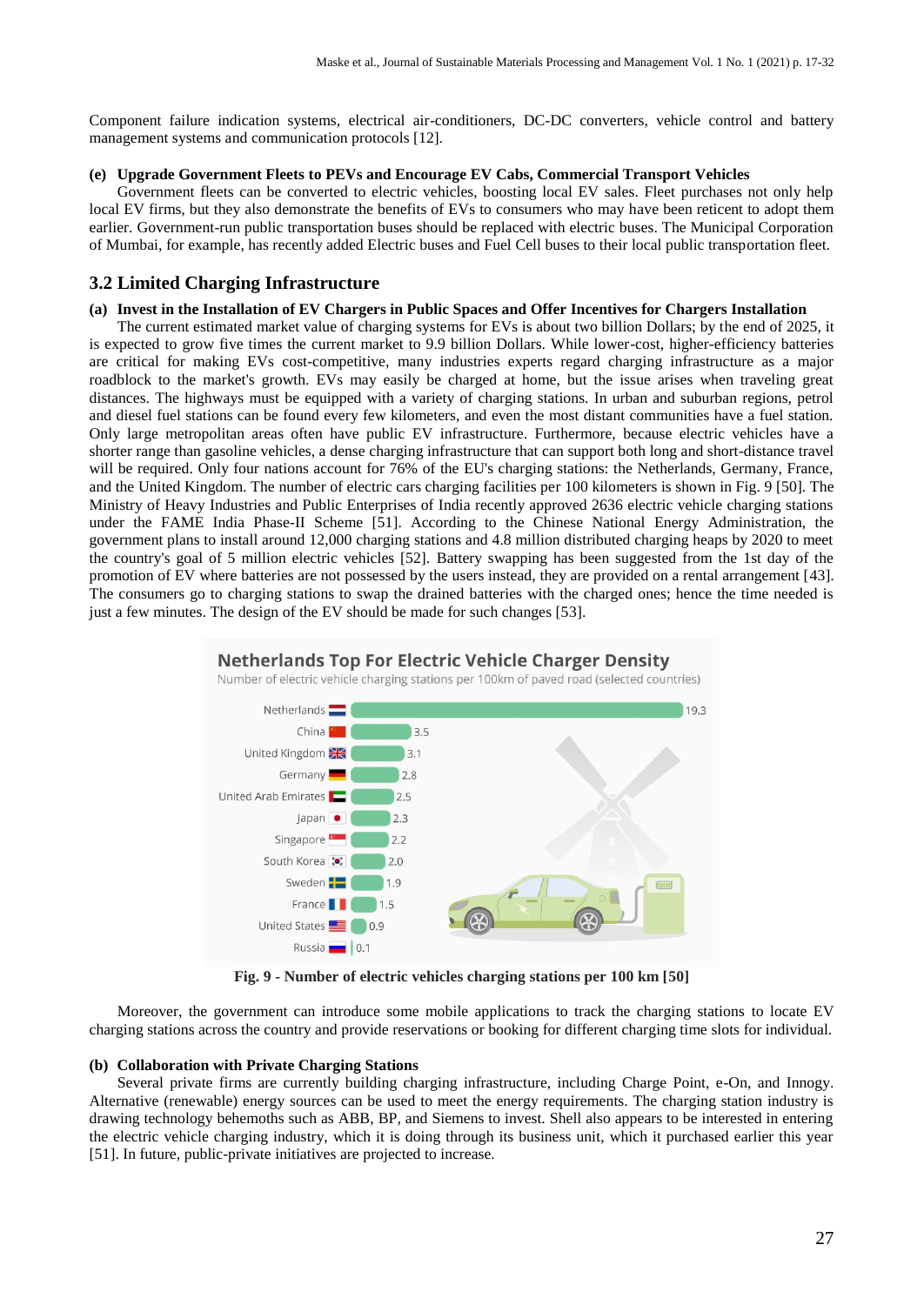Component failure indication systems, electrical air-conditioners, DC-DC converters, vehicle control and battery management systems and communication protocols [12].

**(e) Upgrade Government Fleets to PEVs and Encourage EV Cabs, Commercial Transport Vehicles**

Government fleets can be converted to electric vehicles, boosting local EV sales. Fleet purchases not only help local EV firms, but they also demonstrate the benefits of EVs to consumers who may have been reticent to adopt them earlier. Government-run public transportation buses should be replaced with electric buses. The Municipal Corporation of Mumbai, for example, has recently added Electric buses and Fuel Cell buses to their local public transportation fleet.

## 3.2 Limited Charging Infrastructure

**(a) Invest in the Installation of EV Chargers in Public Spaces and Offer Incentives for Chargers Installation**

The current estimated market value of charging systems for EVs is about two billion Dollars; by the end of 2025, it is expected to grow five times the current market to 9.9 billion Dollars. While lower-cost, higher-efficiency batteries are critical for making EVs cost-competitive, many industries experts regard charging infrastructure as a major roadblock to the market's growth. EVs may easily be charged at home, but the issue arises when traveling great distances. The highways must be equipped with a variety of charging stations. In urban and suburban regions, petrol and diesel fuel stations can be found every few kilometers, and even the most distant communities have a fuel station. Only large metropolitan areas often have public EV infrastructure. Furthermore, because electric vehicles have a shorter range than gasoline vehicles, a dense charging infrastructure that can support both long and short-distance travel will be required. Only four nations account for 76% of the EU's charging stations: the Netherlands, Germany, France, and the United Kingdom. The number of electric cars charging facilities per 100 kilometers is shown in Fig. 9 [50]. The Ministry of Heavy Industries and Public Enterprises of India recently approved 2636 electric vehicle charging stations under the FAME India Phase-II Scheme [51]. According to the Chinese National Energy Administration, the government plans to install around 12,000 charging stations and 4.8 million distributed charging heaps by 2020 to meet the country's goal of 5 million electric vehicles [52]. Battery swapping has been suggested from the 1st day of the promotion of EV where batteries are not possessed by the users instead, they are provided on a rental arrangement [43]. The consumers go to charging stations to swap the drained batteries with the charged ones; hence the time needed is just a few minutes. The design of the EV should be made for such changes [53].

**Netherlands Top For Electric Vehicle Charger Density**
Number of electric vehicle charging stations per 100km of paved road (selected countries)

| Country | Charging stations per 100 km |
|---|---|
| Netherlands | 19.3 |
| China | 3.5 |
| United Kingdom | 3.1 |
| Germany | 2.8 |
| United Arab Emirates | 2.5 |
| Japan | 2.3 |
| Singapore | 2.2 |
| South Korea | 2.0 |
| Sweden | 1.9 |
| France | 1.5 |
| United States | 0.9 |
| Russia | 0.1 |

**Fig. 9 - Number of electric vehicles charging stations per 100 km [50]**

Moreover, the government can introduce some mobile applications to track the charging stations to locate EV charging stations across the country and provide reservations or booking for different charging time slots for individual.

**(b) Collaboration with Private Charging Stations**

Several private firms are currently building charging infrastructure, including Charge Point, e-On, and Innogy. Alternative (renewable) energy sources can be used to meet the energy requirements. The charging station industry is drawing technology behemoths such as ABB, BP, and Siemens to invest. Shell also appears to be interested in entering the electric vehicle charging industry, which it is doing through its business unit, which it purchased earlier this year [51]. In future, public-private initiatives are projected to increase.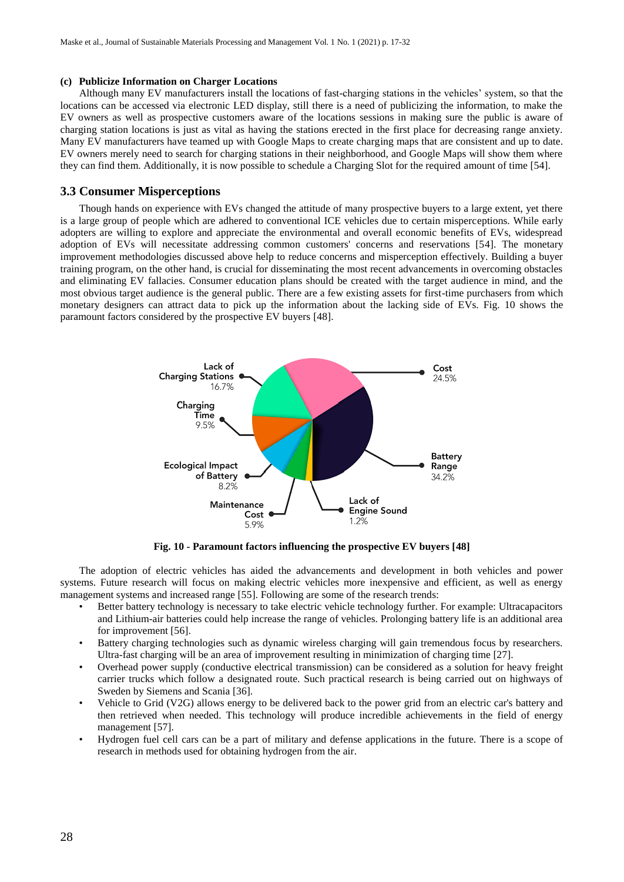**(c) Publicize Information on Charger Locations**

Although many EV manufacturers install the locations of fast-charging stations in the vehicles' system, so that the locations can be accessed via electronic LED display, still there is a need of publicizing the information, to make the EV owners as well as prospective customers aware of the locations sessions in making sure the public is aware of charging station locations is just as vital as having the stations erected in the first place for decreasing range anxiety. Many EV manufacturers have teamed up with Google Maps to create charging maps that are consistent and up to date. EV owners merely need to search for charging stations in their neighborhood, and Google Maps will show them where they can find them. Additionally, it is now possible to schedule a Charging Slot for the required amount of time [54].

## 3.3 Consumer Misperceptions

Though hands on experience with EVs changed the attitude of many prospective buyers to a large extent, yet there is a large group of people which are adhered to conventional ICE vehicles due to certain misperceptions. While early adopters are willing to explore and appreciate the environmental and overall economic benefits of EVs, widespread adoption of EVs will necessitate addressing common customers' concerns and reservations [54]. The monetary improvement methodologies discussed above help to reduce concerns and misperception effectively. Building a buyer training program, on the other hand, is crucial for disseminating the most recent advancements in overcoming obstacles and eliminating EV fallacies. Consumer education plans should be created with the target audience in mind, and the most obvious target audience is the general public. There are a few existing assets for first-time purchasers from which monetary designers can attract data to pick up the information about the lacking side of EVs. Fig. 10 shows the paramount factors considered by the prospective EV buyers [48].

**Fig. 10 - Paramount factors influencing the prospective EV buyers [48]**

The adoption of electric vehicles has aided the advancements and development in both vehicles and power systems. Future research will focus on making electric vehicles more inexpensive and efficient, as well as energy management systems and increased range [55]. Following are some of the research trends:

- Better battery technology is necessary to take electric vehicle technology further. For example: Ultracapacitors and Lithium-air batteries could help increase the range of vehicles. Prolonging battery life is an additional area for improvement [56].
- Battery charging technologies such as dynamic wireless charging will gain tremendous focus by researchers. Ultra-fast charging will be an area of improvement resulting in minimization of charging time [27].
- Overhead power supply (conductive electrical transmission) can be considered as a solution for heavy freight carrier trucks which follow a designated route. Such practical research is being carried out on highways of Sweden by Siemens and Scania [36].
- Vehicle to Grid (V2G) allows energy to be delivered back to the power grid from an electric car's battery and then retrieved when needed. This technology will produce incredible achievements in the field of energy management [57].
- Hydrogen fuel cell cars can be a part of military and defense applications in the future. There is a scope of research in methods used for obtaining hydrogen from the air.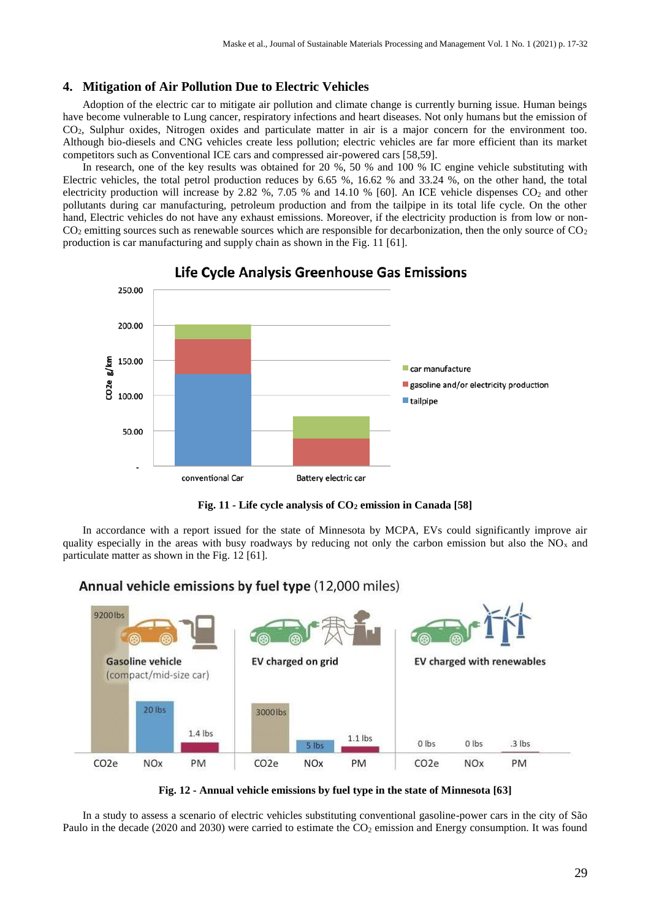## 4. Mitigation of Air Pollution Due to Electric Vehicles

Adoption of the electric car to mitigate air pollution and climate change is currently burning issue. Human beings have become vulnerable to Lung cancer, respiratory infections and heart diseases. Not only humans but the emission of $CO_2$, Sulphur oxides, Nitrogen oxides and particulate matter in air is a major concern for the environment too. Although bio-diesels and CNG vehicles create less pollution; electric vehicles are far more efficient than its market competitors such as Conventional ICE cars and compressed air-powered cars [58,59].

In research, one of the key results was obtained for 20 %, 50 % and 100 % IC engine vehicle substituting with Electric vehicles, the total petrol production reduces by 6.65 %, 16.62 % and 33.24 %, on the other hand, the total electricity production will increase by 2.82 %, 7.05 % and 14.10 % [60]. An ICE vehicle dispenses $CO_2$ and other pollutants during car manufacturing, petroleum production and from the tailpipe in its total life cycle. On the other hand, Electric vehicles do not have any exhaust emissions. Moreover, if the electricity production is from low or non-$CO_2$ emitting sources such as renewable sources which are responsible for decarbonization, then the only source of $CO_2$ production is car manufacturing and supply chain as shown in the Fig. 11 [61].

**Fig. 11 - Life cycle analysis of $CO_2$ emission in Canada [58]**

In accordance with a report issued for the state of Minnesota by MCPA, EVs could significantly improve air quality especially in the areas with busy roadways by reducing not only the carbon emission but also the $NO_x$ and particulate matter as shown in the Fig. 12 [61].

**Fig. 12 - Annual vehicle emissions by fuel type in the state of Minnesota [63]**

In a study to assess a scenario of electric vehicles substituting conventional gasoline-power cars in the city of São Paulo in the decade (2020 and 2030) were carried to estimate the $CO_2$ emission and Energy consumption. It was found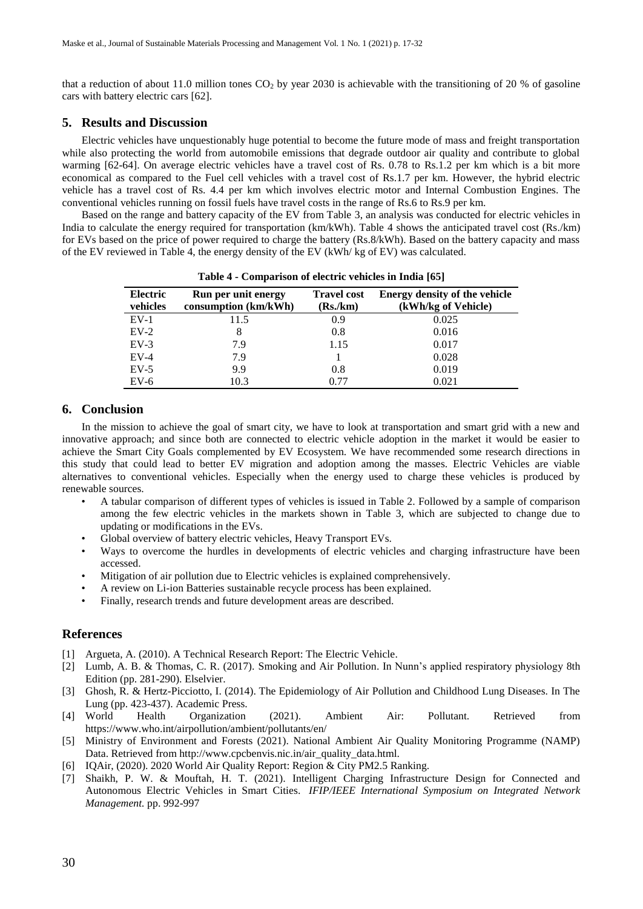that a reduction of about 11.0 million tones $CO_2$ by year 2030 is achievable with the transitioning of 20 % of gasoline cars with battery electric cars [62].

## 5. Results and Discussion

Electric vehicles have unquestionably huge potential to become the future mode of mass and freight transportation while also protecting the world from automobile emissions that degrade outdoor air quality and contribute to global warming [62-64]. On average electric vehicles have a travel cost of Rs. 0.78 to Rs.1.2 per km which is a bit more economical as compared to the Fuel cell vehicles with a travel cost of Rs.1.7 per km. However, the hybrid electric vehicle has a travel cost of Rs. 4.4 per km which involves electric motor and Internal Combustion Engines. The conventional vehicles running on fossil fuels have travel costs in the range of Rs.6 to Rs.9 per km.

Based on the range and battery capacity of the EV from Table 3, an analysis was conducted for electric vehicles in India to calculate the energy required for transportation (km/kWh). Table 4 shows the anticipated travel cost (Rs./km) for EVs based on the price of power required to charge the battery (Rs.8/kWh). Based on the battery capacity and mass of the EV reviewed in Table 4, the energy density of the EV (kWh/ kg of EV) was calculated.

**Table 4 - Comparison of electric vehicles in India [65]**

| Electric vehicles | Run per unit energy consumption (km/kWh) | Travel cost (Rs./km) | Energy density of the vehicle (kWh/kg of Vehicle) |
|---|---|---|---|
| EV-1 | 11.5 | 0.9 | 0.025 |
| EV-2 | 8 | 0.8 | 0.016 |
| EV-3 | 7.9 | 1.15 | 0.017 |
| EV-4 | 7.9 | 1 | 0.028 |
| EV-5 | 9.9 | 0.8 | 0.019 |
| EV-6 | 10.3 | 0.77 | 0.021 |

## 6. Conclusion

In the mission to achieve the goal of smart city, we have to look at transportation and smart grid with a new and innovative approach; and since both are connected to electric vehicle adoption in the market it would be easier to achieve the Smart City Goals complemented by EV Ecosystem. We have recommended some research directions in this study that could lead to better EV migration and adoption among the masses. Electric Vehicles are viable alternatives to conventional vehicles. Especially when the energy used to charge these vehicles is produced by renewable sources.

- A tabular comparison of different types of vehicles is issued in Table 2. Followed by a sample of comparison among the few electric vehicles in the markets shown in Table 3, which are subjected to change due to updating or modifications in the EVs.
- Global overview of battery electric vehicles, Heavy Transport EVs.
- Ways to overcome the hurdles in developments of electric vehicles and charging infrastructure have been accessed.
- Mitigation of air pollution due to Electric vehicles is explained comprehensively.
- A review on Li-ion Batteries sustainable recycle process has been explained.
- Finally, research trends and future development areas are described.

## References

[1] Argueta, A. (2010). A Technical Research Report: The Electric Vehicle.

[2] Lumb, A. B. & Thomas, C. R. (2017). Smoking and Air Pollution. In Nunn's applied respiratory physiology 8th Edition (pp. 281-290). Elselvier.

[3] Ghosh, R. & Hertz-Picciotto, I. (2014). The Epidemiology of Air Pollution and Childhood Lung Diseases. In The Lung (pp. 423-437). Academic Press.

[4] World Health Organization (2021). Ambient Air: Pollutant. Retrieved from https://www.who.int/airpollution/ambient/pollutants/en/

[5] Ministry of Environment and Forests (2021). National Ambient Air Quality Monitoring Programme (NAMP) Data. Retrieved from http://www.cpcbenvis.nic.in/air_quality_data.html.

[6] IQAir, (2020). 2020 World Air Quality Report: Region & City PM2.5 Ranking.

[7] Shaikh, P. W. & Mouftah, H. T. (2021). Intelligent Charging Infrastructure Design for Connected and Autonomous Electric Vehicles in Smart Cities. *IFIP/IEEE International Symposium on Integrated Network Management.* pp. 992-997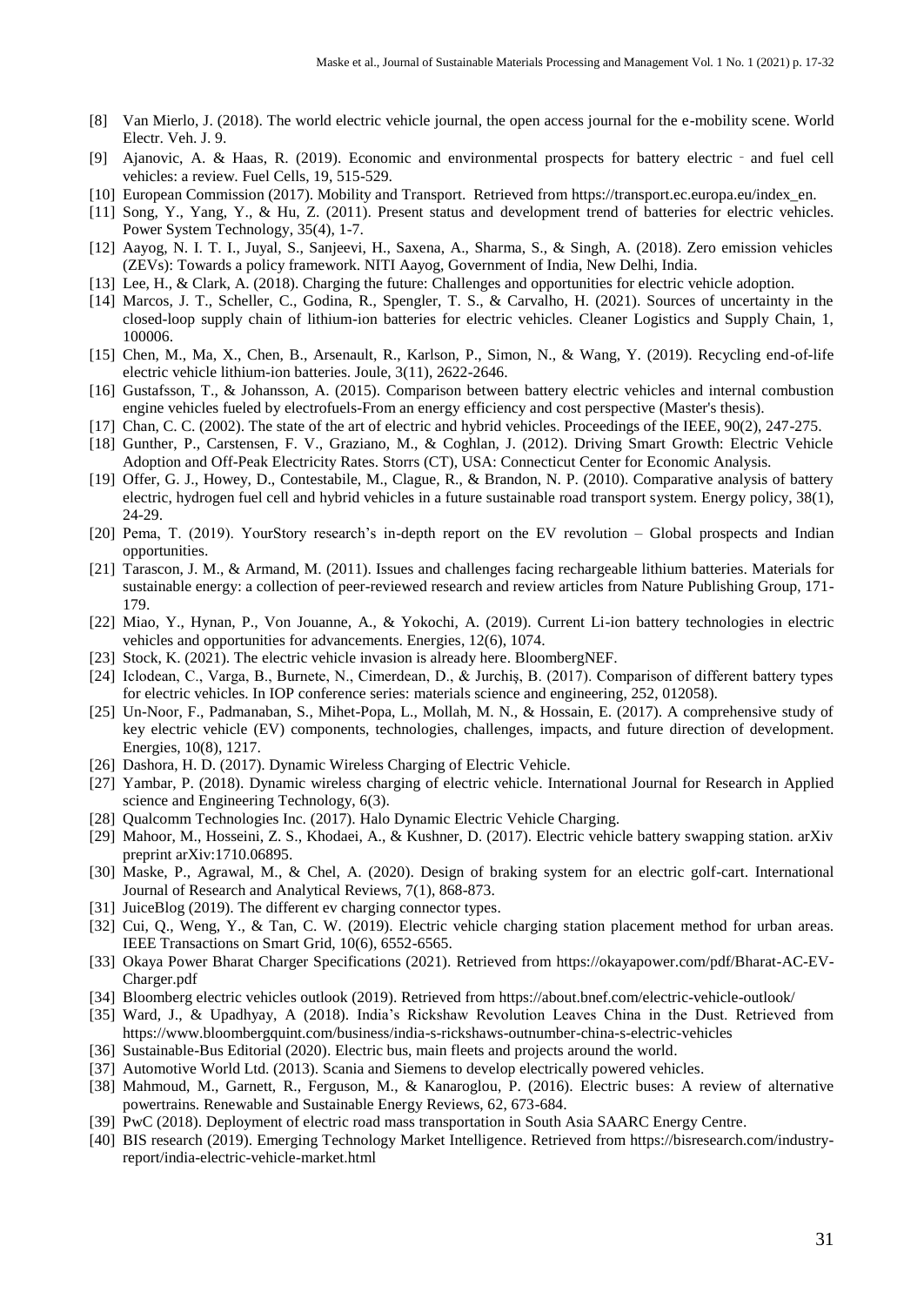- [8] Van Mierlo, J. (2018). The world electric vehicle journal, the open access journal for the e-mobility scene. World Electr. Veh. J. 9.
- [9] Ajanovic, A. & Haas, R. (2019). Economic and environmental prospects for battery electric ‐ and fuel cell vehicles: a review. Fuel Cells, 19, 515-529.
- [10] European Commission (2017). Mobility and Transport. Retrieved from https://transport.ec.europa.eu/index_en.
- [11] Song, Y., Yang, Y., & Hu, Z. (2011). Present status and development trend of batteries for electric vehicles. Power System Technology, 35(4), 1-7.
- [12] Aayog, N. I. T. I., Juyal, S., Sanjeevi, H., Saxena, A., Sharma, S., & Singh, A. (2018). Zero emission vehicles (ZEVs): Towards a policy framework. NITI Aayog, Government of India, New Delhi, India.
- [13] Lee, H., & Clark, A. (2018). Charging the future: Challenges and opportunities for electric vehicle adoption.
- [14] Marcos, J. T., Scheller, C., Godina, R., Spengler, T. S., & Carvalho, H. (2021). Sources of uncertainty in the closed-loop supply chain of lithium-ion batteries for electric vehicles. Cleaner Logistics and Supply Chain, 1, 100006.
- [15] Chen, M., Ma, X., Chen, B., Arsenault, R., Karlson, P., Simon, N., & Wang, Y. (2019). Recycling end-of-life electric vehicle lithium-ion batteries. Joule, 3(11), 2622-2646.
- [16] Gustafsson, T., & Johansson, A. (2015). Comparison between battery electric vehicles and internal combustion engine vehicles fueled by electrofuels-From an energy efficiency and cost perspective (Master's thesis).
- [17] Chan, C. C. (2002). The state of the art of electric and hybrid vehicles. Proceedings of the IEEE, 90(2), 247-275.
- [18] Gunther, P., Carstensen, F. V., Graziano, M., & Coghlan, J. (2012). Driving Smart Growth: Electric Vehicle Adoption and Off-Peak Electricity Rates. Storrs (CT), USA: Connecticut Center for Economic Analysis.
- [19] Offer, G. J., Howey, D., Contestabile, M., Clague, R., & Brandon, N. P. (2010). Comparative analysis of battery electric, hydrogen fuel cell and hybrid vehicles in a future sustainable road transport system. Energy policy, 38(1), 24-29.
- [20] Pema, T. (2019). YourStory research's in-depth report on the EV revolution – Global prospects and Indian opportunities.
- [21] Tarascon, J. M., & Armand, M. (2011). Issues and challenges facing rechargeable lithium batteries. Materials for sustainable energy: a collection of peer-reviewed research and review articles from Nature Publishing Group, 171-179.
- [22] Miao, Y., Hynan, P., Von Jouanne, A., & Yokochi, A. (2019). Current Li-ion battery technologies in electric vehicles and opportunities for advancements. Energies, 12(6), 1074.
- [23] Stock, K. (2021). The electric vehicle invasion is already here. BloombergNEF.
- [24] Iclodean, C., Varga, B., Burnete, N., Cimerdean, D., & Jurchiş, B. (2017). Comparison of different battery types for electric vehicles. In IOP conference series: materials science and engineering, 252, 012058).
- [25] Un-Noor, F., Padmanaban, S., Mihet-Popa, L., Mollah, M. N., & Hossain, E. (2017). A comprehensive study of key electric vehicle (EV) components, technologies, challenges, impacts, and future direction of development. Energies, 10(8), 1217.
- [26] Dashora, H. D. (2017). Dynamic Wireless Charging of Electric Vehicle.
- [27] Yambar, P. (2018). Dynamic wireless charging of electric vehicle. International Journal for Research in Applied science and Engineering Technology, 6(3).
- [28] Qualcomm Technologies Inc. (2017). Halo Dynamic Electric Vehicle Charging.
- [29] Mahoor, M., Hosseini, Z. S., Khodaei, A., & Kushner, D. (2017). Electric vehicle battery swapping station. arXiv preprint arXiv:1710.06895.
- [30] Maske, P., Agrawal, M., & Chel, A. (2020). Design of braking system for an electric golf-cart. International Journal of Research and Analytical Reviews, 7(1), 868-873.
- [31] JuiceBlog (2019). The different ev charging connector types.
- [32] Cui, Q., Weng, Y., & Tan, C. W. (2019). Electric vehicle charging station placement method for urban areas. IEEE Transactions on Smart Grid, 10(6), 6552-6565.
- [33] Okaya Power Bharat Charger Specifications (2021). Retrieved from https://okayapower.com/pdf/Bharat-AC-EV-Charger.pdf
- [34] Bloomberg electric vehicles outlook (2019). Retrieved from https://about.bnef.com/electric-vehicle-outlook/
- [35] Ward, J., & Upadhyay, A (2018). India's Rickshaw Revolution Leaves China in the Dust. Retrieved from https://www.bloombergquint.com/business/india-s-rickshaws-outnumber-china-s-electric-vehicles
- [36] Sustainable-Bus Editorial (2020). Electric bus, main fleets and projects around the world.
- [37] Automotive World Ltd. (2013). Scania and Siemens to develop electrically powered vehicles.
- [38] Mahmoud, M., Garnett, R., Ferguson, M., & Kanaroglou, P. (2016). Electric buses: A review of alternative powertrains. Renewable and Sustainable Energy Reviews, 62, 673-684.
- [39] PwC (2018). Deployment of electric road mass transportation in South Asia SAARC Energy Centre.
- [40] BIS research (2019). Emerging Technology Market Intelligence. Retrieved from https://bisresearch.com/industry-report/india-electric-vehicle-market.html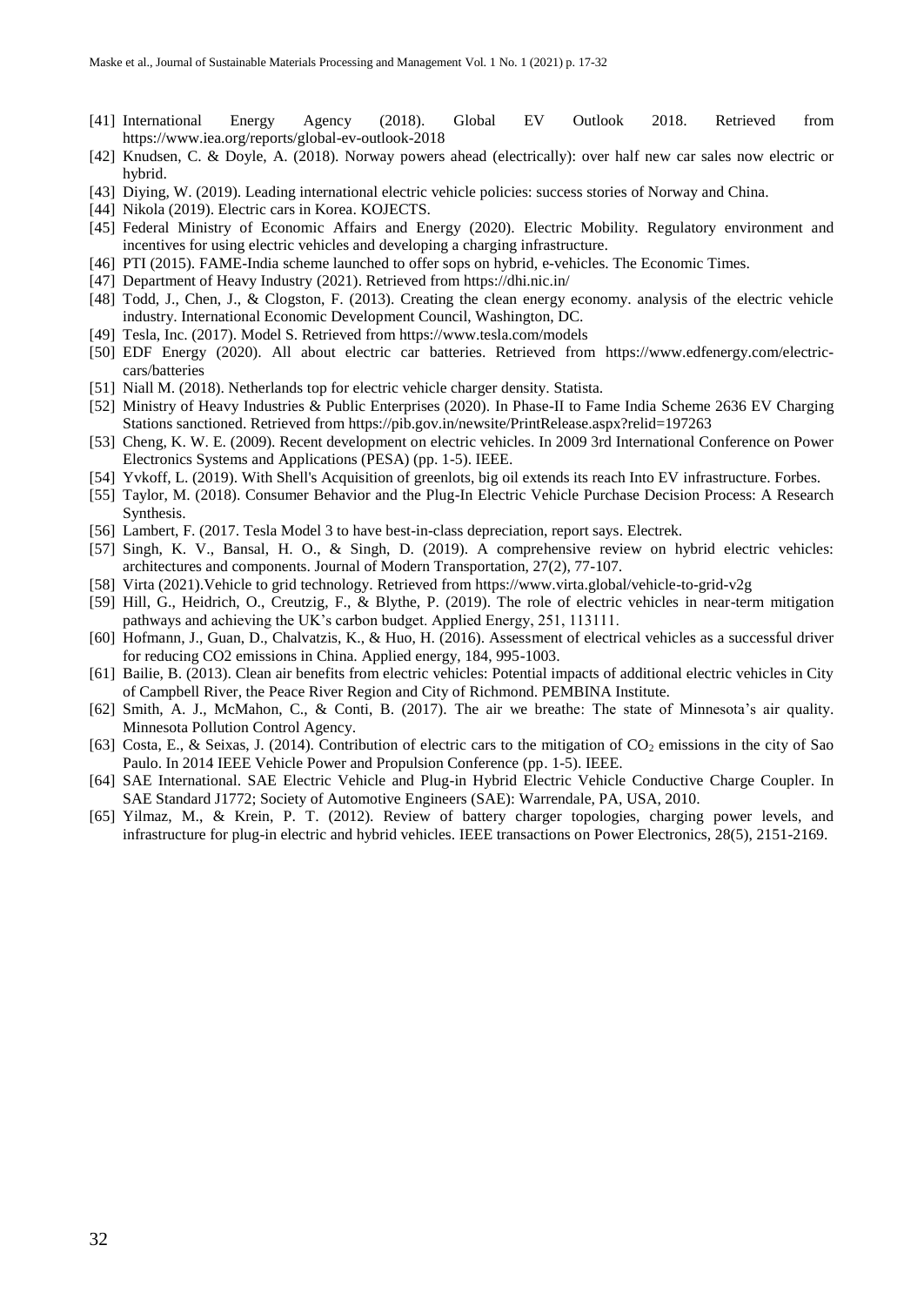[41] International Energy Agency (2018). Global EV Outlook 2018. Retrieved from https://www.iea.org/reports/global-ev-outlook-2018

[42] Knudsen, C. & Doyle, A. (2018). Norway powers ahead (electrically): over half new car sales now electric or hybrid.

[43] Diying, W. (2019). Leading international electric vehicle policies: success stories of Norway and China.

[44] Nikola (2019). Electric cars in Korea. KOJECTS.

[45] Federal Ministry of Economic Affairs and Energy (2020). Electric Mobility. Regulatory environment and incentives for using electric vehicles and developing a charging infrastructure.

[46] PTI (2015). FAME-India scheme launched to offer sops on hybrid, e-vehicles. The Economic Times.

[47] Department of Heavy Industry (2021). Retrieved from https://dhi.nic.in/

[48] Todd, J., Chen, J., & Clogston, F. (2013). Creating the clean energy economy. analysis of the electric vehicle industry. International Economic Development Council, Washington, DC.

[49] Tesla, Inc. (2017). Model S. Retrieved from https://www.tesla.com/models

[50] EDF Energy (2020). All about electric car batteries. Retrieved from https://www.edfenergy.com/electric-cars/batteries

[51] Niall M. (2018). Netherlands top for electric vehicle charger density. Statista.

[52] Ministry of Heavy Industries & Public Enterprises (2020). In Phase-II to Fame India Scheme 2636 EV Charging Stations sanctioned. Retrieved from https://pib.gov.in/newsite/PrintRelease.aspx?relid=197263

[53] Cheng, K. W. E. (2009). Recent development on electric vehicles. In 2009 3rd International Conference on Power Electronics Systems and Applications (PESA) (pp. 1-5). IEEE.

[54] Yvkoff, L. (2019). With Shell's Acquisition of greenlots, big oil extends its reach Into EV infrastructure. Forbes.

[55] Taylor, M. (2018). Consumer Behavior and the Plug-In Electric Vehicle Purchase Decision Process: A Research Synthesis.

[56] Lambert, F. (2017. Tesla Model 3 to have best-in-class depreciation, report says. Electrek.

[57] Singh, K. V., Bansal, H. O., & Singh, D. (2019). A comprehensive review on hybrid electric vehicles: architectures and components. Journal of Modern Transportation, 27(2), 77-107.

[58] Virta (2021).Vehicle to grid technology. Retrieved from https://www.virta.global/vehicle-to-grid-v2g

[59] Hill, G., Heidrich, O., Creutzig, F., & Blythe, P. (2019). The role of electric vehicles in near-term mitigation pathways and achieving the UK's carbon budget. Applied Energy, 251, 113111.

[60] Hofmann, J., Guan, D., Chalvatzis, K., & Huo, H. (2016). Assessment of electrical vehicles as a successful driver for reducing CO2 emissions in China. Applied energy, 184, 995-1003.

[61] Bailie, B. (2013). Clean air benefits from electric vehicles: Potential impacts of additional electric vehicles in City of Campbell River, the Peace River Region and City of Richmond. PEMBINA Institute.

[62] Smith, A. J., McMahon, C., & Conti, B. (2017). The air we breathe: The state of Minnesota's air quality. Minnesota Pollution Control Agency.

[63] Costa, E., & Seixas, J. (2014). Contribution of electric cars to the mitigation of $CO_2$ emissions in the city of Sao Paulo. In 2014 IEEE Vehicle Power and Propulsion Conference (pp. 1-5). IEEE.

[64] SAE International. SAE Electric Vehicle and Plug-in Hybrid Electric Vehicle Conductive Charge Coupler. In SAE Standard J1772; Society of Automotive Engineers (SAE): Warrendale, PA, USA, 2010.

[65] Yilmaz, M., & Krein, P. T. (2012). Review of battery charger topologies, charging power levels, and infrastructure for plug-in electric and hybrid vehicles. IEEE transactions on Power Electronics, 28(5), 2151-2169.